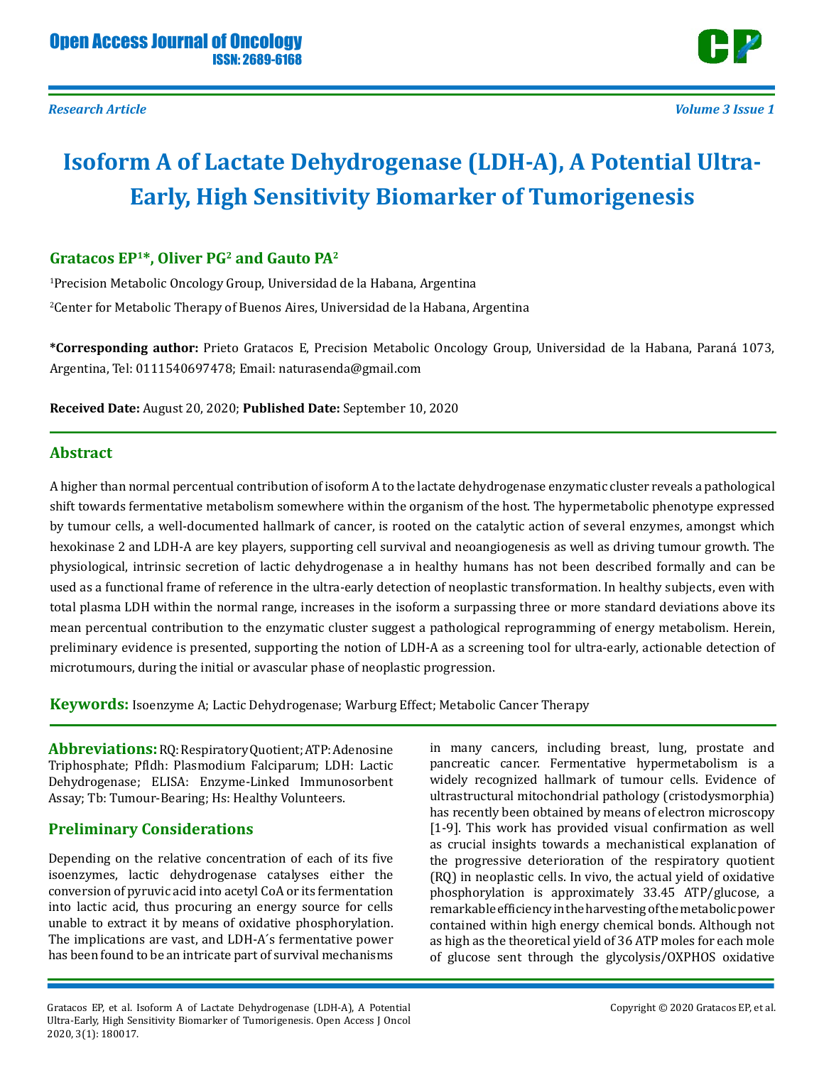Research Article

# Isoform A of Lactate Dehydrogenase (LDH-A), A Potential Ultra-Early, High Sensitivity Biomarker of Tumorigenesis

**Gratacos EP[1]*, Oliver PG[2] and Gauto PA[2]**

[1]Precision Metabolic Oncology Group, Universidad de la Habana, Argentina

[2]Center for Metabolic Therapy of Buenos Aires, Universidad de la Habana, Argentina

**\*Corresponding author:** Prieto Gratacos E, Precision Metabolic Oncology Group, Universidad de la Habana, Paraná 1073, Argentina, Tel: 0111540697478; Email: naturasenda@gmail.com

**Received Date:** August 20, 2020; **Published Date:** September 10, 2020

## Abstract

A higher than normal percentual contribution of isoform A to the lactate dehydrogenase enzymatic cluster reveals a pathological shift towards fermentative metabolism somewhere within the organism of the host. The hypermetabolic phenotype expressed by tumour cells, a well-documented hallmark of cancer, is rooted on the catalytic action of several enzymes, amongst which hexokinase 2 and LDH-A are key players, supporting cell survival and neoangiogenesis as well as driving tumour growth. The physiological, intrinsic secretion of lactic dehydrogenase a in healthy humans has not been described formally and can be used as a functional frame of reference in the ultra-early detection of neoplastic transformation. In healthy subjects, even with total plasma LDH within the normal range, increases in the isoform a surpassing three or more standard deviations above its mean percentual contribution to the enzymatic cluster suggest a pathological reprogramming of energy metabolism. Herein, preliminary evidence is presented, supporting the notion of LDH-A as a screening tool for ultra-early, actionable detection of microtumours, during the initial or avascular phase of neoplastic progression.

**Keywords:** Isoenzyme A; Lactic Dehydrogenase; Warburg Effect; Metabolic Cancer Therapy

**Abbreviations:** RQ: Respiratory Quotient; ATP: Adenosine Triphosphate; Pfldh: Plasmodium Falciparum; LDH: Lactic Dehydrogenase; ELISA: Enzyme-Linked Immunosorbent Assay; Tb: Tumour-Bearing; Hs: Healthy Volunteers.

## Preliminary Considerations

Depending on the relative concentration of each of its five isoenzymes, lactic dehydrogenase catalyses either the conversion of pyruvic acid into acetyl CoA or its fermentation into lactic acid, thus procuring an energy source for cells unable to extract it by means of oxidative phosphorylation. The implications are vast, and LDH-A´s fermentative power has been found to be an intricate part of survival mechanisms in many cancers, including breast, lung, prostate and pancreatic cancer. Fermentative hypermetabolism is a widely recognized hallmark of tumour cells. Evidence of ultrastructural mitochondrial pathology (cristodysmorphia) has recently been obtained by means of electron microscopy [1-9]. This work has provided visual confirmation as well as crucial insights towards a mechanistical explanation of the progressive deterioration of the respiratory quotient (RQ) in neoplastic cells. In vivo, the actual yield of oxidative phosphorylation is approximately 33.45 ATP/glucose, a remarkable efficiency in the harvesting of the metabolic power contained within high energy chemical bonds. Although not as high as the theoretical yield of 36 ATP moles for each mole of glucose sent through the glycolysis/OXPHOS oxidative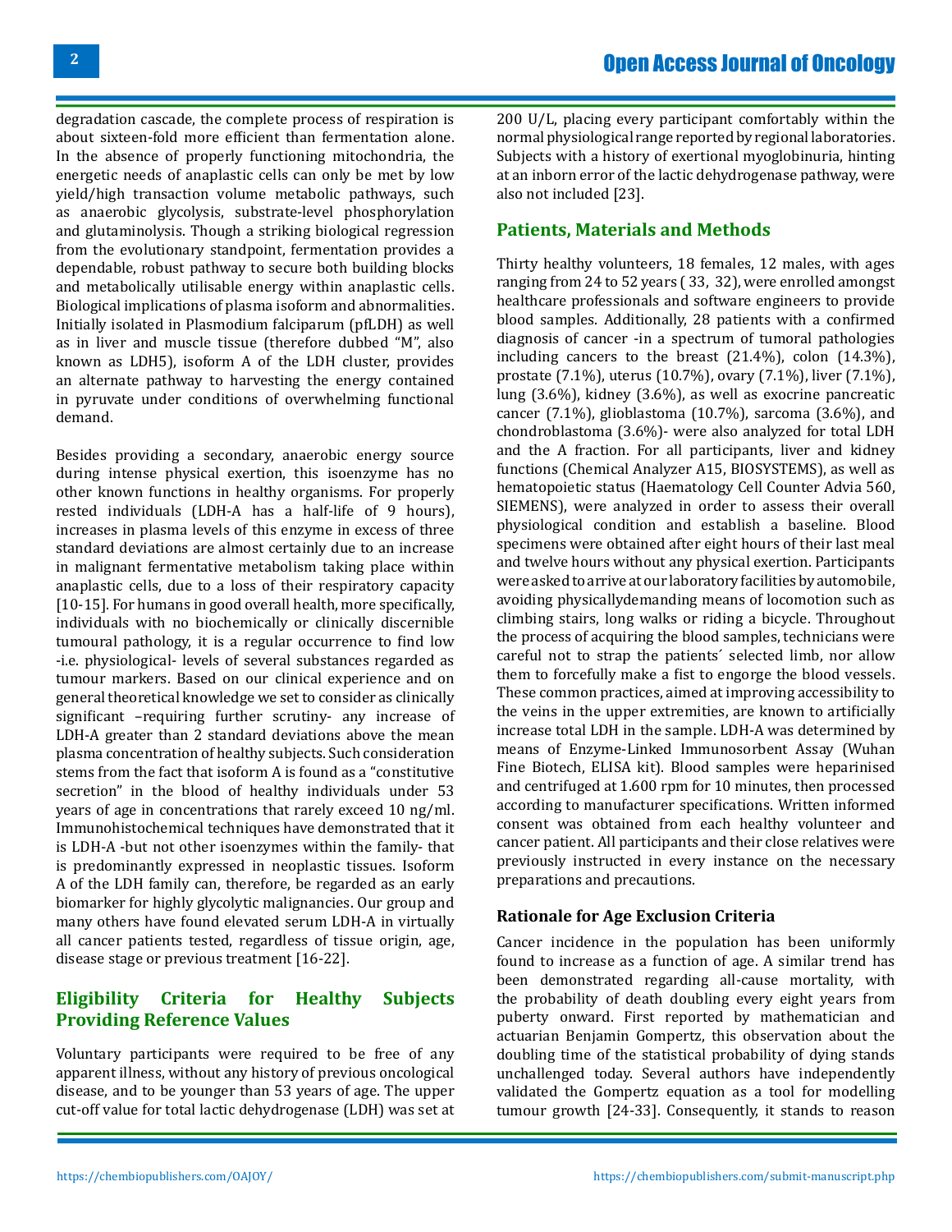degradation cascade, the complete process of respiration is about sixteen-fold more efficient than fermentation alone. In the absence of properly functioning mitochondria, the energetic needs of anaplastic cells can only be met by low yield/high transaction volume metabolic pathways, such as anaerobic glycolysis, substrate-level phosphorylation and glutaminolysis. Though a striking biological regression from the evolutionary standpoint, fermentation provides a dependable, robust pathway to secure both building blocks and metabolically utilisable energy within anaplastic cells. Biological implications of plasma isoform and abnormalities. Initially isolated in Plasmodium falciparum (pfLDH) as well as in liver and muscle tissue (therefore dubbed "M", also known as LDH5), isoform A of the LDH cluster, provides an alternate pathway to harvesting the energy contained in pyruvate under conditions of overwhelming functional demand.

Besides providing a secondary, anaerobic energy source during intense physical exertion, this isoenzyme has no other known functions in healthy organisms. For properly rested individuals (LDH-A has a half-life of 9 hours), increases in plasma levels of this enzyme in excess of three standard deviations are almost certainly due to an increase in malignant fermentative metabolism taking place within anaplastic cells, due to a loss of their respiratory capacity [10-15]. For humans in good overall health, more specifically, individuals with no biochemically or clinically discernible tumoural pathology, it is a regular occurrence to find low -i.e. physiological- levels of several substances regarded as tumour markers. Based on our clinical experience and on general theoretical knowledge we set to consider as clinically significant –requiring further scrutiny- any increase of LDH-A greater than 2 standard deviations above the mean plasma concentration of healthy subjects. Such consideration stems from the fact that isoform A is found as a "constitutive secretion" in the blood of healthy individuals under 53 years of age in concentrations that rarely exceed 10 ng/ml. Immunohistochemical techniques have demonstrated that it is LDH-A -but not other isoenzymes within the family- that is predominantly expressed in neoplastic tissues. Isoform A of the LDH family can, therefore, be regarded as an early biomarker for highly glycolytic malignancies. Our group and many others have found elevated serum LDH-A in virtually all cancer patients tested, regardless of tissue origin, age, disease stage or previous treatment [16-22].

## Eligibility Criteria for Healthy Subjects Providing Reference Values

Voluntary participants were required to be free of any apparent illness, without any history of previous oncological disease, and to be younger than 53 years of age. The upper cut-off value for total lactic dehydrogenase (LDH) was set at 200 U/L, placing every participant comfortably within the normal physiological range reported by regional laboratories. Subjects with a history of exertional myoglobinuria, hinting at an inborn error of the lactic dehydrogenase pathway, were also not included [23].

## Patients, Materials and Methods

Thirty healthy volunteers, 18 females, 12 males, with ages ranging from 24 to 52 years ( 33, 32), were enrolled amongst healthcare professionals and software engineers to provide blood samples. Additionally, 28 patients with a confirmed diagnosis of cancer -in a spectrum of tumoral pathologies including cancers to the breast (21.4%), colon (14.3%), prostate (7.1%), uterus (10.7%), ovary (7.1%), liver (7.1%), lung (3.6%), kidney (3.6%), as well as exocrine pancreatic cancer (7.1%), glioblastoma (10.7%), sarcoma (3.6%), and chondroblastoma (3.6%)- were also analyzed for total LDH and the A fraction. For all participants, liver and kidney functions (Chemical Analyzer A15, BIOSYSTEMS), as well as hematopoietic status (Haematology Cell Counter Advia 560, SIEMENS), were analyzed in order to assess their overall physiological condition and establish a baseline. Blood specimens were obtained after eight hours of their last meal and twelve hours without any physical exertion. Participants were asked to arrive at our laboratory facilities by automobile, avoiding physicallydemanding means of locomotion such as climbing stairs, long walks or riding a bicycle. Throughout the process of acquiring the blood samples, technicians were careful not to strap the patients´ selected limb, nor allow them to forcefully make a fist to engorge the blood vessels. These common practices, aimed at improving accessibility to the veins in the upper extremities, are known to artificially increase total LDH in the sample. LDH-A was determined by means of Enzyme-Linked Immunosorbent Assay (Wuhan Fine Biotech, ELISA kit). Blood samples were heparinised and centrifuged at 1.600 rpm for 10 minutes, then processed according to manufacturer specifications. Written informed consent was obtained from each healthy volunteer and cancer patient. All participants and their close relatives were previously instructed in every instance on the necessary preparations and precautions.

### Rationale for Age Exclusion Criteria

Cancer incidence in the population has been uniformly found to increase as a function of age. A similar trend has been demonstrated regarding all-cause mortality, with the probability of death doubling every eight years from puberty onward. First reported by mathematician and actuarian Benjamin Gompertz, this observation about the doubling time of the statistical probability of dying stands unchallenged today. Several authors have independently validated the Gompertz equation as a tool for modelling tumour growth [24-33]. Consequently, it stands to reason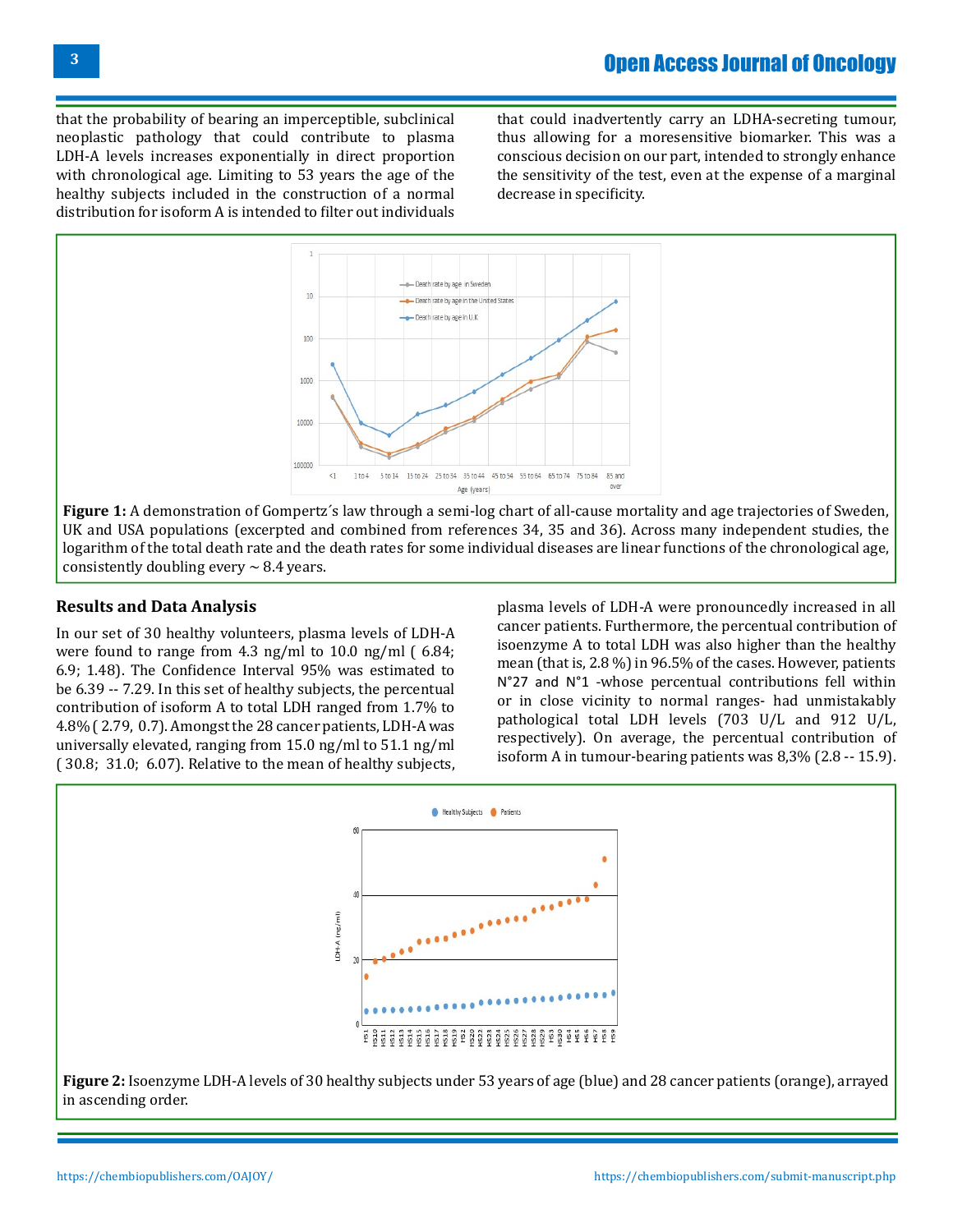that the probability of bearing an imperceptible, subclinical neoplastic pathology that could contribute to plasma LDH-A levels increases exponentially in direct proportion with chronological age. Limiting to 53 years the age of the healthy subjects included in the construction of a normal distribution for isoform A is intended to filter out individuals that could inadvertently carry an LDHA-secreting tumour, thus allowing for a moresensitive biomarker. This was a conscious decision on our part, intended to strongly enhance the sensitivity of the test, even at the expense of a marginal decrease in specificity.

**Figure 1:** A demonstration of Gompertz´s law through a semi-log chart of all-cause mortality and age trajectories of Sweden, UK and USA populations (excerpted and combined from references 34, 35 and 36). Across many independent studies, the logarithm of the total death rate and the death rates for some individual diseases are linear functions of the chronological age, consistently doubling every ~ 8.4 years.

## Results and Data Analysis

In our set of 30 healthy volunteers, plasma levels of LDH-A were found to range from 4.3 ng/ml to 10.0 ng/ml ( 6.84; 6.9; 1.48). The Confidence Interval 95% was estimated to be 6.39 -- 7.29. In this set of healthy subjects, the percentual contribution of isoform A to total LDH ranged from 1.7% to 4.8% ( 2.79, 0.7). Amongst the 28 cancer patients, LDH-A was universally elevated, ranging from 15.0 ng/ml to 51.1 ng/ml ( 30.8; 31.0; 6.07). Relative to the mean of healthy subjects, plasma levels of LDH-A were pronouncedly increased in all cancer patients. Furthermore, the percentual contribution of isoenzyme A to total LDH was also higher than the healthy mean (that is, 2.8 %) in 96.5% of the cases. However, patients N°27 and N°1 -whose percentual contributions fell within or in close vicinity to normal ranges- had unmistakably pathological total LDH levels (703 U/L and 912 U/L, respectively). On average, the percentual contribution of isoform A in tumour-bearing patients was 8,3% (2.8 -- 15.9).

**Figure 2:** Isoenzyme LDH-A levels of 30 healthy subjects under 53 years of age (blue) and 28 cancer patients (orange), arrayed in ascending order.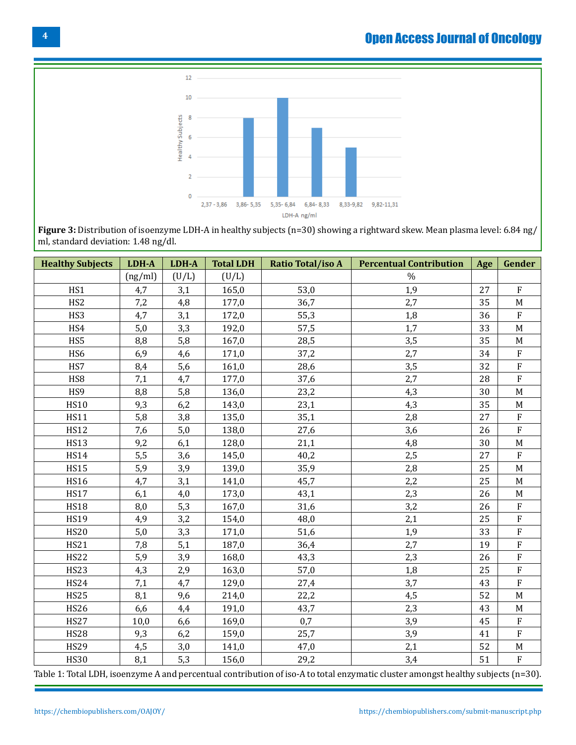**Figure 3:** Distribution of isoenzyme LDH-A in healthy subjects (n=30) showing a rightward skew. Mean plasma level: 6.84 ng/ml, standard deviation: 1.48 ng/dl.

| Healthy Subjects | LDH-A | LDH-A | Total LDH | Ratio Total/iso A | Percentual Contribution | Age | Gender |
|---|---|---|---|---|---|---|---|
| | (ng/ml) | (U/L) | (U/L) | | % | | |
| HS1 | 4,7 | 3,1 | 165,0 | 53,0 | 1,9 | 27 | F |
| HS2 | 7,2 | 4,8 | 177,0 | 36,7 | 2,7 | 35 | M |
| HS3 | 4,7 | 3,1 | 172,0 | 55,3 | 1,8 | 36 | F |
| HS4 | 5,0 | 3,3 | 192,0 | 57,5 | 1,7 | 33 | M |
| HS5 | 8,8 | 5,8 | 167,0 | 28,5 | 3,5 | 35 | M |
| HS6 | 6,9 | 4,6 | 171,0 | 37,2 | 2,7 | 34 | F |
| HS7 | 8,4 | 5,6 | 161,0 | 28,6 | 3,5 | 32 | F |
| HS8 | 7,1 | 4,7 | 177,0 | 37,6 | 2,7 | 28 | F |
| HS9 | 8,8 | 5,8 | 136,0 | 23,2 | 4,3 | 30 | M |
| HS10 | 9,3 | 6,2 | 143,0 | 23,1 | 4,3 | 35 | M |
| HS11 | 5,8 | 3,8 | 135,0 | 35,1 | 2,8 | 27 | F |
| HS12 | 7,6 | 5,0 | 138,0 | 27,6 | 3,6 | 26 | F |
| HS13 | 9,2 | 6,1 | 128,0 | 21,1 | 4,8 | 30 | M |
| HS14 | 5,5 | 3,6 | 145,0 | 40,2 | 2,5 | 27 | F |
| HS15 | 5,9 | 3,9 | 139,0 | 35,9 | 2,8 | 25 | M |
| HS16 | 4,7 | 3,1 | 141,0 | 45,7 | 2,2 | 25 | M |
| HS17 | 6,1 | 4,0 | 173,0 | 43,1 | 2,3 | 26 | M |
| HS18 | 8,0 | 5,3 | 167,0 | 31,6 | 3,2 | 26 | F |
| HS19 | 4,9 | 3,2 | 154,0 | 48,0 | 2,1 | 25 | F |
| HS20 | 5,0 | 3,3 | 171,0 | 51,6 | 1,9 | 33 | F |
| HS21 | 7,8 | 5,1 | 187,0 | 36,4 | 2,7 | 19 | F |
| HS22 | 5,9 | 3,9 | 168,0 | 43,3 | 2,3 | 26 | F |
| HS23 | 4,3 | 2,9 | 163,0 | 57,0 | 1,8 | 25 | F |
| HS24 | 7,1 | 4,7 | 129,0 | 27,4 | 3,7 | 43 | F |
| HS25 | 8,1 | 9,6 | 214,0 | 22,2 | 4,5 | 52 | M |
| HS26 | 6,6 | 4,4 | 191,0 | 43,7 | 2,3 | 43 | M |
| HS27 | 10,0 | 6,6 | 169,0 | 0,7 | 3,9 | 45 | F |
| HS28 | 9,3 | 6,2 | 159,0 | 25,7 | 3,9 | 41 | F |
| HS29 | 4,5 | 3,0 | 141,0 | 47,0 | 2,1 | 52 | M |
| HS30 | 8,1 | 5,3 | 156,0 | 29,2 | 3,4 | 51 | F |

Table 1: Total LDH, isoenzyme A and percentual contribution of iso-A to total enzymatic cluster amongst healthy subjects (n=30).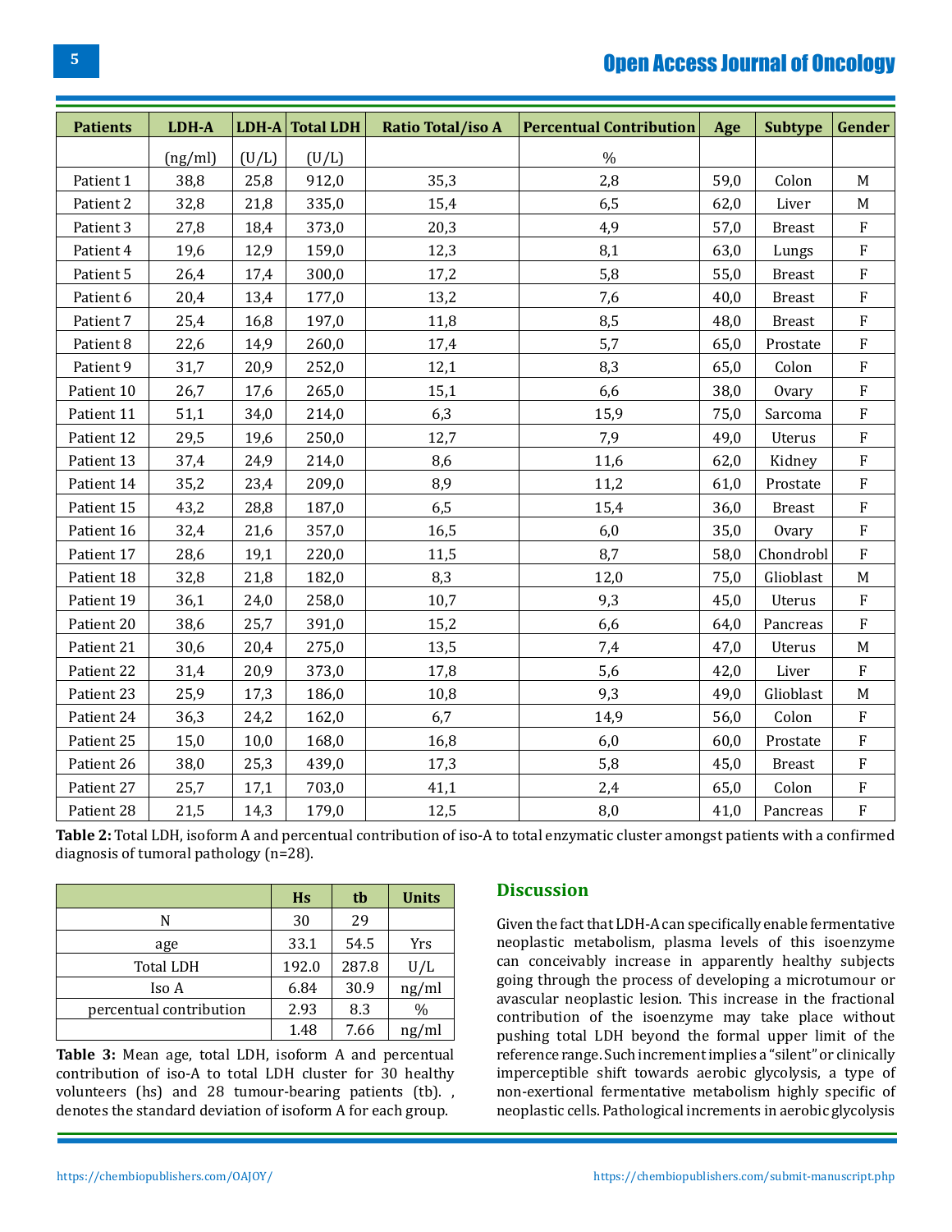| Patients | LDH-A | LDH-A | Total LDH | Ratio Total/iso A | Percentual Contribution | Age | Subtype | Gender |
|---|---|---|---|---|---|---|---|---|
| | (ng/ml) | (U/L) | (U/L) | | % | | | |
| Patient 1 | 38,8 | 25,8 | 912,0 | 35,3 | 2,8 | 59,0 | Colon | M |
| Patient 2 | 32,8 | 21,8 | 335,0 | 15,4 | 6,5 | 62,0 | Liver | M |
| Patient 3 | 27,8 | 18,4 | 373,0 | 20,3 | 4,9 | 57,0 | Breast | F |
| Patient 4 | 19,6 | 12,9 | 159,0 | 12,3 | 8,1 | 63,0 | Lungs | F |
| Patient 5 | 26,4 | 17,4 | 300,0 | 17,2 | 5,8 | 55,0 | Breast | F |
| Patient 6 | 20,4 | 13,4 | 177,0 | 13,2 | 7,6 | 40,0 | Breast | F |
| Patient 7 | 25,4 | 16,8 | 197,0 | 11,8 | 8,5 | 48,0 | Breast | F |
| Patient 8 | 22,6 | 14,9 | 260,0 | 17,4 | 5,7 | 65,0 | Prostate | F |
| Patient 9 | 31,7 | 20,9 | 252,0 | 12,1 | 8,3 | 65,0 | Colon | F |
| Patient 10 | 26,7 | 17,6 | 265,0 | 15,1 | 6,6 | 38,0 | Ovary | F |
| Patient 11 | 51,1 | 34,0 | 214,0 | 6,3 | 15,9 | 75,0 | Sarcoma | F |
| Patient 12 | 29,5 | 19,6 | 250,0 | 12,7 | 7,9 | 49,0 | Uterus | F |
| Patient 13 | 37,4 | 24,9 | 214,0 | 8,6 | 11,6 | 62,0 | Kidney | F |
| Patient 14 | 35,2 | 23,4 | 209,0 | 8,9 | 11,2 | 61,0 | Prostate | F |
| Patient 15 | 43,2 | 28,8 | 187,0 | 6,5 | 15,4 | 36,0 | Breast | F |
| Patient 16 | 32,4 | 21,6 | 357,0 | 16,5 | 6,0 | 35,0 | Ovary | F |
| Patient 17 | 28,6 | 19,1 | 220,0 | 11,5 | 8,7 | 58,0 | Chondrobl | F |
| Patient 18 | 32,8 | 21,8 | 182,0 | 8,3 | 12,0 | 75,0 | Glioblast | M |
| Patient 19 | 36,1 | 24,0 | 258,0 | 10,7 | 9,3 | 45,0 | Uterus | F |
| Patient 20 | 38,6 | 25,7 | 391,0 | 15,2 | 6,6 | 64,0 | Pancreas | F |
| Patient 21 | 30,6 | 20,4 | 275,0 | 13,5 | 7,4 | 47,0 | Uterus | M |
| Patient 22 | 31,4 | 20,9 | 373,0 | 17,8 | 5,6 | 42,0 | Liver | F |
| Patient 23 | 25,9 | 17,3 | 186,0 | 10,8 | 9,3 | 49,0 | Glioblast | M |
| Patient 24 | 36,3 | 24,2 | 162,0 | 6,7 | 14,9 | 56,0 | Colon | F |
| Patient 25 | 15,0 | 10,0 | 168,0 | 16,8 | 6,0 | 60,0 | Prostate | F |
| Patient 26 | 38,0 | 25,3 | 439,0 | 17,3 | 5,8 | 45,0 | Breast | F |
| Patient 27 | 25,7 | 17,1 | 703,0 | 41,1 | 2,4 | 65,0 | Colon | F |
| Patient 28 | 21,5 | 14,3 | 179,0 | 12,5 | 8,0 | 41,0 | Pancreas | F |

**Table 2:** Total LDH, isoform A and percentual contribution of iso-A to total enzymatic cluster amongst patients with a confirmed diagnosis of tumoral pathology (n=28).

| | Hs | tb | Units |
|---|---|---|---|
| N | 30 | 29 | |
| age | 33.1 | 54.5 | Yrs |
| Total LDH | 192.0 | 287.8 | U/L |
| Iso A | 6.84 | 30.9 | ng/ml |
| percentual contribution | 2.93 | 8.3 | % |
| | 1.48 | 7.66 | ng/ml |

**Table 3:** Mean age, total LDH, isoform A and percentual contribution of iso-A to total LDH cluster for 30 healthy volunteers (hs) and 28 tumour-bearing patients (tb). , denotes the standard deviation of isoform A for each group.

## Discussion

Given the fact that LDH-A can specifically enable fermentative neoplastic metabolism, plasma levels of this isoenzyme can conceivably increase in apparently healthy subjects going through the process of developing a microtumour or avascular neoplastic lesion. This increase in the fractional contribution of the isoenzyme may take place without pushing total LDH beyond the formal upper limit of the reference range. Such increment implies a "silent" or clinically imperceptible shift towards aerobic glycolysis, a type of non-exertional fermentative metabolism highly specific of neoplastic cells. Pathological increments in aerobic glycolysis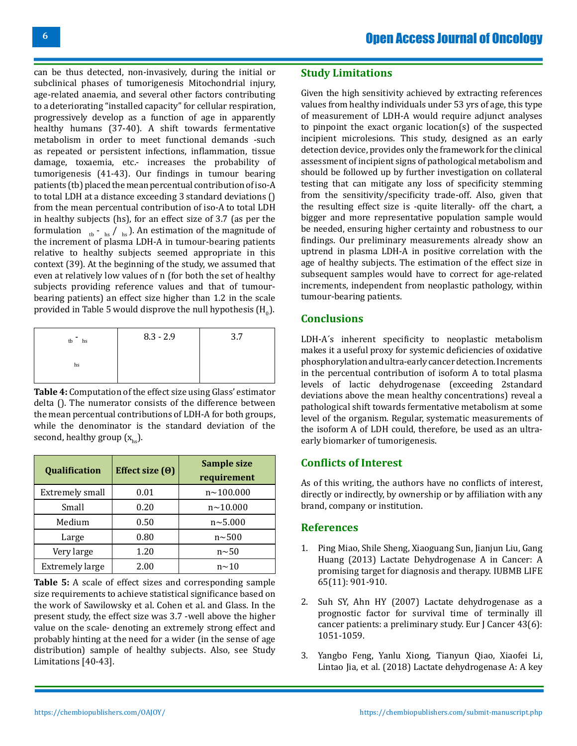can be thus detected, non-invasively, during the initial or subclinical phases of tumorigenesis Mitochondrial injury, age-related anaemia, and several other factors contributing to a deteriorating "installed capacity" for cellular respiration, progressively develop as a function of age in apparently healthy humans (37-40). A shift towards fermentative metabolism in order to meet functional demands -such as repeated or persistent infections, inflammation, tissue damage, toxaemia, etc.- increases the probability of tumorigenesis (41-43). Our findings in tumour bearing patients (tb) placed the mean percentual contribution of iso-A to total LDH at a distance exceeding 3 standard deviations () from the mean percentual contribution of iso-A to total LDH in healthy subjects (hs), for an effect size of 3.7 (as per the formulation $_{tb}$ - $_{hs}$ / $_{hs}$). An estimation of the magnitude of the increment of plasma LDH-A in tumour-bearing patients relative to healthy subjects seemed appropriate in this context (39). At the beginning of the study, we assumed that even at relatively low values of n (for both the set of healthy subjects providing reference values and that of tumour-bearing patients) an effect size higher than 1.2 in the scale provided in Table 5 would disprove the null hypothesis ($H_0$).

| $_{tb}$ - $_{hs}$ / $_{hs}$ | 8.3 - 2.9 | 3.7 |
|---|---|---|

**Table 4:** Computation of the effect size using Glass' estimator delta (). The numerator consists of the difference between the mean percentual contributions of LDH-A for both groups, while the denominator is the standard deviation of the second, healthy group ($x_{hs}$).

| Qualification | Effect size (Θ) | Sample size requirement |
|---|---|---|
| Extremely small | 0.01 | n∼100.000 |
| Small | 0.20 | n∼10.000 |
| Medium | 0.50 | n∼5.000 |
| Large | 0.80 | n∼500 |
| Very large | 1.20 | n∼50 |
| Extremely large | 2.00 | n∼10 |

**Table 5:** A scale of effect sizes and corresponding sample size requirements to achieve statistical significance based on the work of Sawilowsky et al. Cohen et al. and Glass. In the present study, the effect size was 3.7 -well above the higher value on the scale- denoting an extremely strong effect and probably hinting at the need for a wider (in the sense of age distribution) sample of healthy subjects. Also, see Study Limitations [40-43].

## Study Limitations

Given the high sensitivity achieved by extracting references values from healthy individuals under 53 yrs of age, this type of measurement of LDH-A would require adjunct analyses to pinpoint the exact organic location(s) of the suspected incipient microlesions. This study, designed as an early detection device, provides only the framework for the clinical assessment of incipient signs of pathological metabolism and should be followed up by further investigation on collateral testing that can mitigate any loss of specificity stemming from the sensitivity/specificity trade-off. Also, given that the resulting effect size is -quite literally- off the chart, a bigger and more representative population sample would be needed, ensuring higher certainty and robustness to our findings. Our preliminary measurements already show an uptrend in plasma LDH-A in positive correlation with the age of healthy subjects. The estimation of the effect size in subsequent samples would have to correct for age-related increments, independent from neoplastic pathology, within tumour-bearing patients.

## Conclusions

LDH-A´s inherent specificity to neoplastic metabolism makes it a useful proxy for systemic deficiencies of oxidative phosphorylation and ultra-early cancer detection. Increments in the percentual contribution of isoform A to total plasma levels of lactic dehydrogenase (exceeding 2standard deviations above the mean healthy concentrations) reveal a pathological shift towards fermentative metabolism at some level of the organism. Regular, systematic measurements of the isoform A of LDH could, therefore, be used as an ultra-early biomarker of tumorigenesis.

## Conflicts of Interest

As of this writing, the authors have no conflicts of interest, directly or indirectly, by ownership or by affiliation with any brand, company or institution.

## References

1. Ping Miao, Shile Sheng, Xiaoguang Sun, Jianjun Liu, Gang Huang (2013) Lactate Dehydrogenase A in Cancer: A promising target for diagnosis and therapy. IUBMB LIFE 65(11): 901-910.

2. Suh SY, Ahn HY (2007) Lactate dehydrogenase as a prognostic factor for survival time of terminally ill cancer patients: a preliminary study. Eur J Cancer 43(6): 1051-1059.

3. Yangbo Feng, Yanlu Xiong, Tianyun Qiao, Xiaofei Li, Lintao Jia, et al. (2018) Lactate dehydrogenase A: A key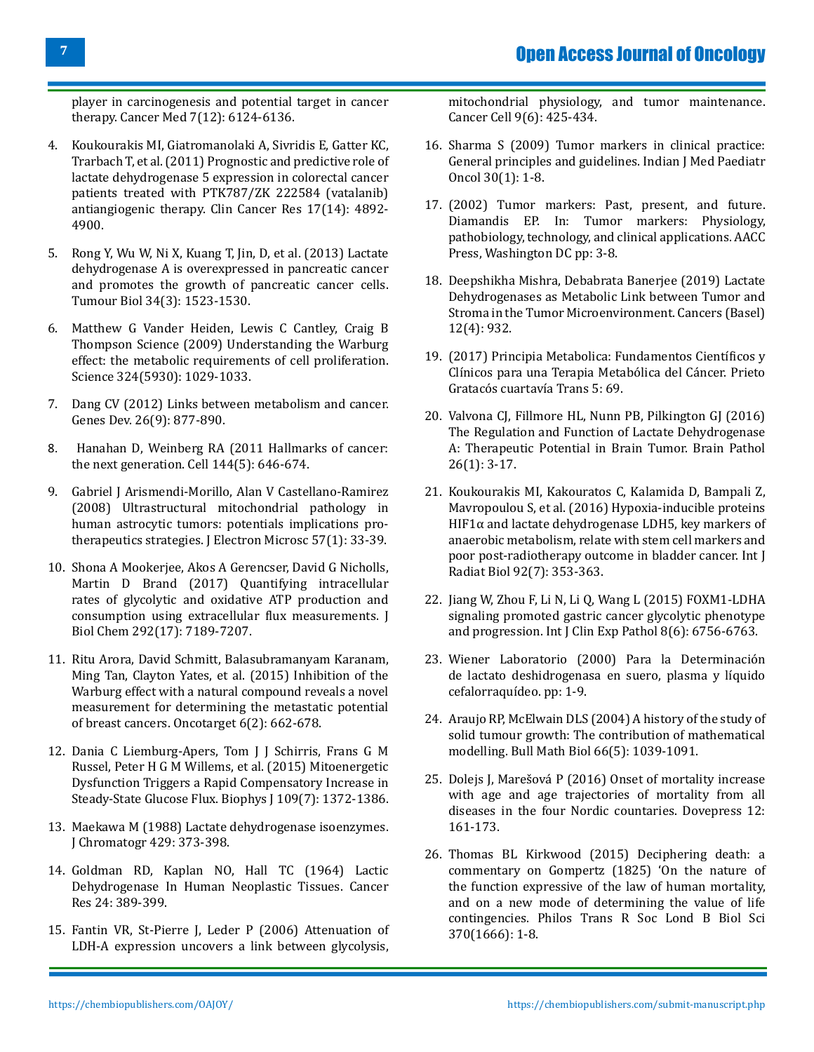player in carcinogenesis and potential target in cancer therapy. Cancer Med 7(12): 6124-6136.

4. Koukourakis MI, Giatromanolaki A, Sivridis E, Gatter KC, Trarbach T, et al. (2011) Prognostic and predictive role of lactate dehydrogenase 5 expression in colorectal cancer patients treated with PTK787/ZK 222584 (vatalanib) antiangiogenic therapy. Clin Cancer Res 17(14): 4892-4900.

5. Rong Y, Wu W, Ni X, Kuang T, Jin, D, et al. (2013) Lactate dehydrogenase A is overexpressed in pancreatic cancer and promotes the growth of pancreatic cancer cells. Tumour Biol 34(3): 1523-1530.

6. Matthew G Vander Heiden, Lewis C Cantley, Craig B Thompson Science (2009) Understanding the Warburg effect: the metabolic requirements of cell proliferation. Science 324(5930): 1029-1033.

7. Dang CV (2012) Links between metabolism and cancer. Genes Dev. 26(9): 877-890.

8. Hanahan D, Weinberg RA (2011 Hallmarks of cancer: the next generation. Cell 144(5): 646-674.

9. Gabriel J Arismendi-Morillo, Alan V Castellano-Ramirez (2008) Ultrastructural mitochondrial pathology in human astrocytic tumors: potentials implications pro-therapeutics strategies. J Electron Microsc 57(1): 33-39.

10. Shona A Mookerjee, Akos A Gerencser, David G Nicholls, Martin D Brand (2017) Quantifying intracellular rates of glycolytic and oxidative ATP production and consumption using extracellular flux measurements. J Biol Chem 292(17): 7189-7207.

11. Ritu Arora, David Schmitt, Balasubramanyam Karanam, Ming Tan, Clayton Yates, et al. (2015) Inhibition of the Warburg effect with a natural compound reveals a novel measurement for determining the metastatic potential of breast cancers. Oncotarget 6(2): 662-678.

12. Dania C Liemburg-Apers, Tom J J Schirris, Frans G M Russel, Peter H G M Willems, et al. (2015) Mitoenergetic Dysfunction Triggers a Rapid Compensatory Increase in Steady-State Glucose Flux. Biophys J 109(7): 1372-1386.

13. Maekawa M (1988) Lactate dehydrogenase isoenzymes. J Chromatogr 429: 373-398.

14. Goldman RD, Kaplan NO, Hall TC (1964) Lactic Dehydrogenase In Human Neoplastic Tissues. Cancer Res 24: 389-399.

15. Fantin VR, St-Pierre J, Leder P (2006) Attenuation of LDH-A expression uncovers a link between glycolysis, mitochondrial physiology, and tumor maintenance. Cancer Cell 9(6): 425-434.

16. Sharma S (2009) Tumor markers in clinical practice: General principles and guidelines. Indian J Med Paediatr Oncol 30(1): 1-8.

17. (2002) Tumor markers: Past, present, and future. Diamandis EP. In: Tumor markers: Physiology, pathobiology, technology, and clinical applications. AACC Press, Washington DC pp: 3-8.

18. Deepshikha Mishra, Debabrata Banerjee (2019) Lactate Dehydrogenases as Metabolic Link between Tumor and Stroma in the Tumor Microenvironment. Cancers (Basel) 12(4): 932.

19. (2017) Principia Metabolica: Fundamentos Científicos y Clínicos para una Terapia Metabólica del Cáncer. Prieto Gratacós cuartavía Trans 5: 69.

20. Valvona CJ, Fillmore HL, Nunn PB, Pilkington GJ (2016) The Regulation and Function of Lactate Dehydrogenase A: Therapeutic Potential in Brain Tumor. Brain Pathol 26(1): 3-17.

21. Koukourakis MI, Kakouratos C, Kalamida D, Bampali Z, Mavropoulou S, et al. (2016) Hypoxia-inducible proteins HIF1α and lactate dehydrogenase LDH5, key markers of anaerobic metabolism, relate with stem cell markers and poor post-radiotherapy outcome in bladder cancer. Int J Radiat Biol 92(7): 353-363.

22. Jiang W, Zhou F, Li N, Li Q, Wang L (2015) FOXM1-LDHA signaling promoted gastric cancer glycolytic phenotype and progression. Int J Clin Exp Pathol 8(6): 6756-6763.

23. Wiener Laboratorio (2000) Para la Determinación de lactato deshidrogenasa en suero, plasma y líquido cefalorraquídeo. pp: 1-9.

24. Araujo RP, McElwain DLS (2004) A history of the study of solid tumour growth: The contribution of mathematical modelling. Bull Math Biol 66(5): 1039-1091.

25. Dolejs J, Marešová P (2016) Onset of mortality increase with age and age trajectories of mortality from all diseases in the four Nordic countaries. Dovepress 12: 161-173.

26. Thomas BL Kirkwood (2015) Deciphering death: a commentary on Gompertz (1825) 'On the nature of the function expressive of the law of human mortality, and on a new mode of determining the value of life contingencies. Philos Trans R Soc Lond B Biol Sci 370(1666): 1-8.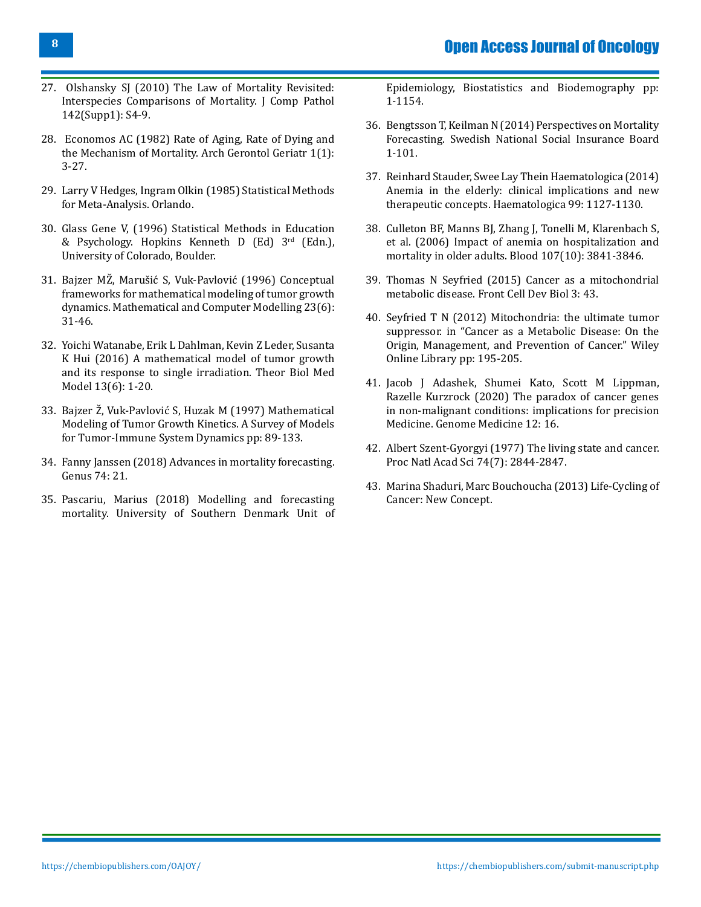27. Olshansky SJ (2010) The Law of Mortality Revisited: Interspecies Comparisons of Mortality. J Comp Pathol 142(Supp1): S4-9.
28. Economos AC (1982) Rate of Aging, Rate of Dying and the Mechanism of Mortality. Arch Gerontol Geriatr 1(1): 3-27.
29. Larry V Hedges, Ingram Olkin (1985) Statistical Methods for Meta-Analysis. Orlando.
30. Glass Gene V, (1996) Statistical Methods in Education & Psychology. Hopkins Kenneth D (Ed) 3rd (Edn.), University of Colorado, Boulder.
31. Bajzer MŽ, Marušić S, Vuk-Pavlović (1996) Conceptual frameworks for mathematical modeling of tumor growth dynamics. Mathematical and Computer Modelling 23(6): 31-46.
32. Yoichi Watanabe, Erik L Dahlman, Kevin Z Leder, Susanta K Hui (2016) A mathematical model of tumor growth and its response to single irradiation. Theor Biol Med Model 13(6): 1-20.
33. Bajzer Ž, Vuk-Pavlović S, Huzak M (1997) Mathematical Modeling of Tumor Growth Kinetics. A Survey of Models for Tumor-Immune System Dynamics pp: 89-133.
34. Fanny Janssen (2018) Advances in mortality forecasting. Genus 74: 21.
35. Pascariu, Marius (2018) Modelling and forecasting mortality. University of Southern Denmark Unit of Epidemiology, Biostatistics and Biodemography pp: 1-1154.
36. Bengtsson T, Keilman N (2014) Perspectives on Mortality Forecasting. Swedish National Social Insurance Board 1-101.
37. Reinhard Stauder, Swee Lay Thein Haematologica (2014) Anemia in the elderly: clinical implications and new therapeutic concepts. Haematologica 99: 1127-1130.
38. Culleton BF, Manns BJ, Zhang J, Tonelli M, Klarenbach S, et al. (2006) Impact of anemia on hospitalization and mortality in older adults. Blood 107(10): 3841-3846.
39. Thomas N Seyfried (2015) Cancer as a mitochondrial metabolic disease. Front Cell Dev Biol 3: 43.
40. Seyfried T N (2012) Mitochondria: the ultimate tumor suppressor. in "Cancer as a Metabolic Disease: On the Origin, Management, and Prevention of Cancer." Wiley Online Library pp: 195-205.
41. Jacob J Adashek, Shumei Kato, Scott M Lippman, Razelle Kurzrock (2020) The paradox of cancer genes in non-malignant conditions: implications for precision Medicine. Genome Medicine 12: 16.
42. Albert Szent-Gyorgyi (1977) The living state and cancer. Proc Natl Acad Sci 74(7): 2844-2847.
43. Marina Shaduri, Marc Bouchoucha (2013) Life-Cycling of Cancer: New Concept.